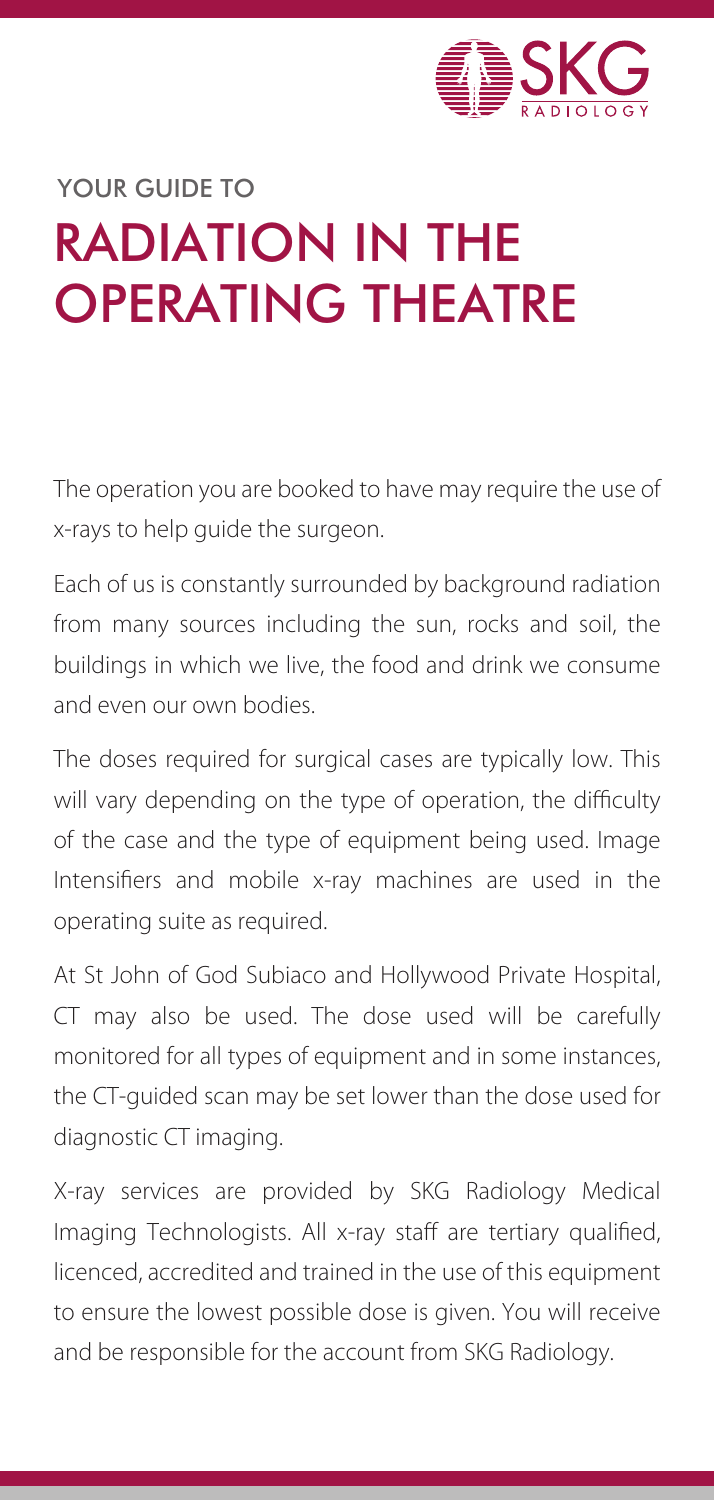YOUR GUIDE TO

# RADIATION IN THE OPERATING THEATRE

The operation you are booked to have may require the use of x-rays to help guide the surgeon.

Each of us is constantly surrounded by background radiation from many sources including the sun, rocks and soil, the buildings in which we live, the food and drink we consume and even our own bodies.

The doses required for surgical cases are typically low. This will vary depending on the type of operation, the difficulty of the case and the type of equipment being used. Image Intensifiers and mobile x-ray machines are used in the operating suite as required.

At St John of God Subiaco and Hollywood Private Hospital, CT may also be used. The dose used will be carefully monitored for all types of equipment and in some instances, the CT-guided scan may be set lower than the dose used for diagnostic CT imaging.

X-ray services are provided by SKG Radiology Medical Imaging Technologists. All x-ray staff are tertiary qualified, licenced, accredited and trained in the use of this equipment to ensure the lowest possible dose is given. You will receive and be responsible for the account from SKG Radiology.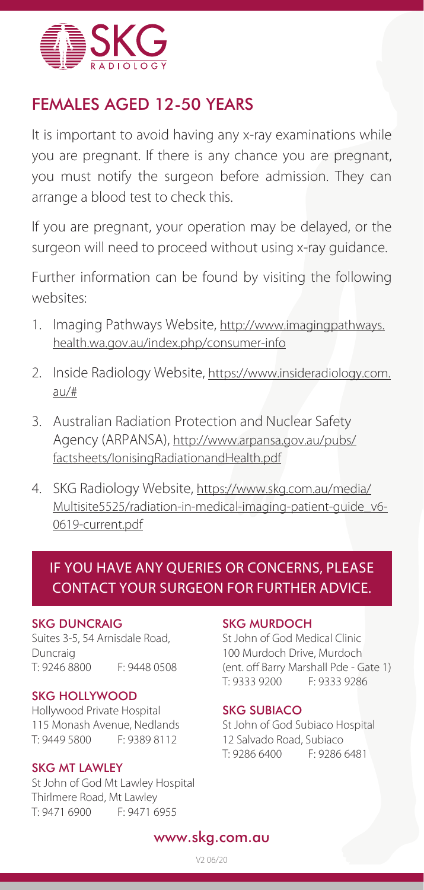SKG RADIOLOGY

## FEMALES AGED 12-50 YEARS

It is important to avoid having any x-ray examinations while you are pregnant. If there is any chance you are pregnant, you must notify the surgeon before admission. They can arrange a blood test to check this.

If you are pregnant, your operation may be delayed, or the surgeon will need to proceed without using x-ray guidance.

Further information can be found by visiting the following websites:

1. Imaging Pathways Website, http://www.imagingpathways.health.wa.gov.au/index.php/consumer-info
2. Inside Radiology Website, https://www.insideradiology.com.au/#
3. Australian Radiation Protection and Nuclear Safety Agency (ARPANSA), http://www.arpansa.gov.au/pubs/factsheets/IonisingRadiationandHealth.pdf
4. SKG Radiology Website, https://www.skg.com.au/media/Multisite5525/radiation-in-medical-imaging-patient-guide_v6-0619-current.pdf

**IF YOU HAVE ANY QUERIES OR CONCERNS, PLEASE CONTACT YOUR SURGEON FOR FURTHER ADVICE.**

**SKG DUNCRAIG**
Suites 3-5, 54 Arnisdale Road, Duncraig
T: 9246 8800 F: 9448 0508

**SKG HOLLYWOOD**
Hollywood Private Hospital
115 Monash Avenue, Nedlands
T: 9449 5800 F: 9389 8112

**SKG MT LAWLEY**
St John of God Mt Lawley Hospital
Thirlmere Road, Mt Lawley
T: 9471 6900 F: 9471 6955

**SKG MURDOCH**
St John of God Medical Clinic
100 Murdoch Drive, Murdoch
(ent. off Barry Marshall Pde - Gate 1)
T: 9333 9200 F: 9333 9286

**SKG SUBIACO**
St John of God Subiaco Hospital
12 Salvado Road, Subiaco
T: 9286 6400 F: 9286 6481

www.skg.com.au

V2 06/20